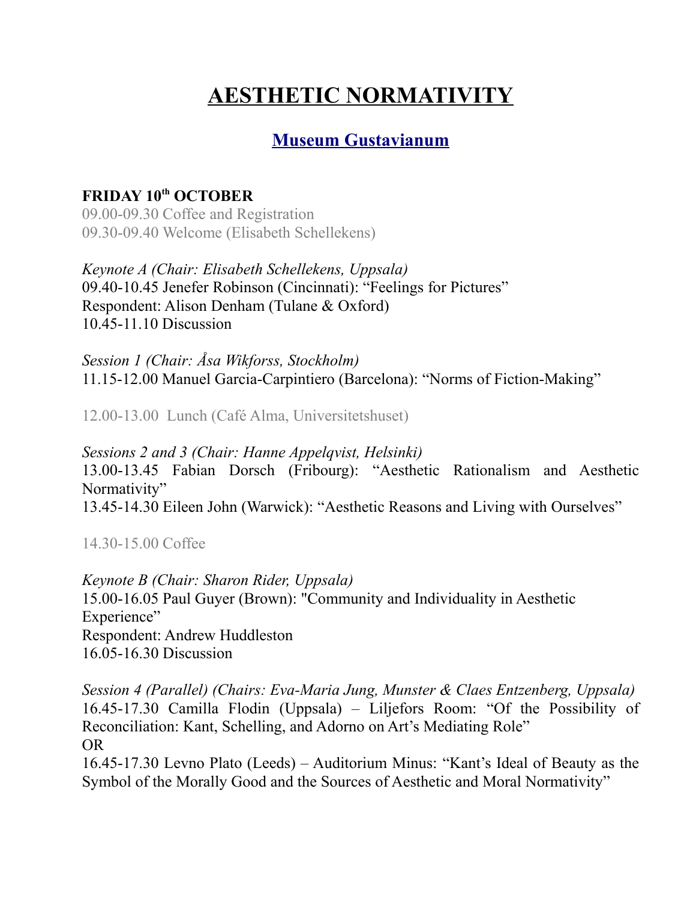# AESTHETIC NORMATIVITY

## Museum Gustavianum

**FRIDAY 10th OCTOBER**

09.00-09.30 Coffee and Registration
09.30-09.40 Welcome (Elisabeth Schellekens)

*Keynote A (Chair: Elisabeth Schellekens, Uppsala)*
09.40-10.45 Jenefer Robinson (Cincinnati): "Feelings for Pictures"
Respondent: Alison Denham (Tulane & Oxford)
10.45-11.10 Discussion

*Session 1 (Chair: Åsa Wikforss, Stockholm)*
11.15-12.00 Manuel Garcia-Carpintiero (Barcelona): "Norms of Fiction-Making"

12.00-13.00 Lunch (Café Alma, Universitetshuset)

*Sessions 2 and 3 (Chair: Hanne Appelqvist, Helsinki)*
13.00-13.45 Fabian Dorsch (Fribourg): "Aesthetic Rationalism and Aesthetic Normativity"
13.45-14.30 Eileen John (Warwick): "Aesthetic Reasons and Living with Ourselves"

14.30-15.00 Coffee

*Keynote B (Chair: Sharon Rider, Uppsala)*
15.00-16.05 Paul Guyer (Brown): "Community and Individuality in Aesthetic Experience"
Respondent: Andrew Huddleston
16.05-16.30 Discussion

*Session 4 (Parallel) (Chairs: Eva-Maria Jung, Munster & Claes Entzenberg, Uppsala)*
16.45-17.30 Camilla Flodin (Uppsala) – Liljefors Room: "Of the Possibility of Reconciliation: Kant, Schelling, and Adorno on Art's Mediating Role"
OR
16.45-17.30 Levno Plato (Leeds) – Auditorium Minus: "Kant's Ideal of Beauty as the Symbol of the Morally Good and the Sources of Aesthetic and Moral Normativity"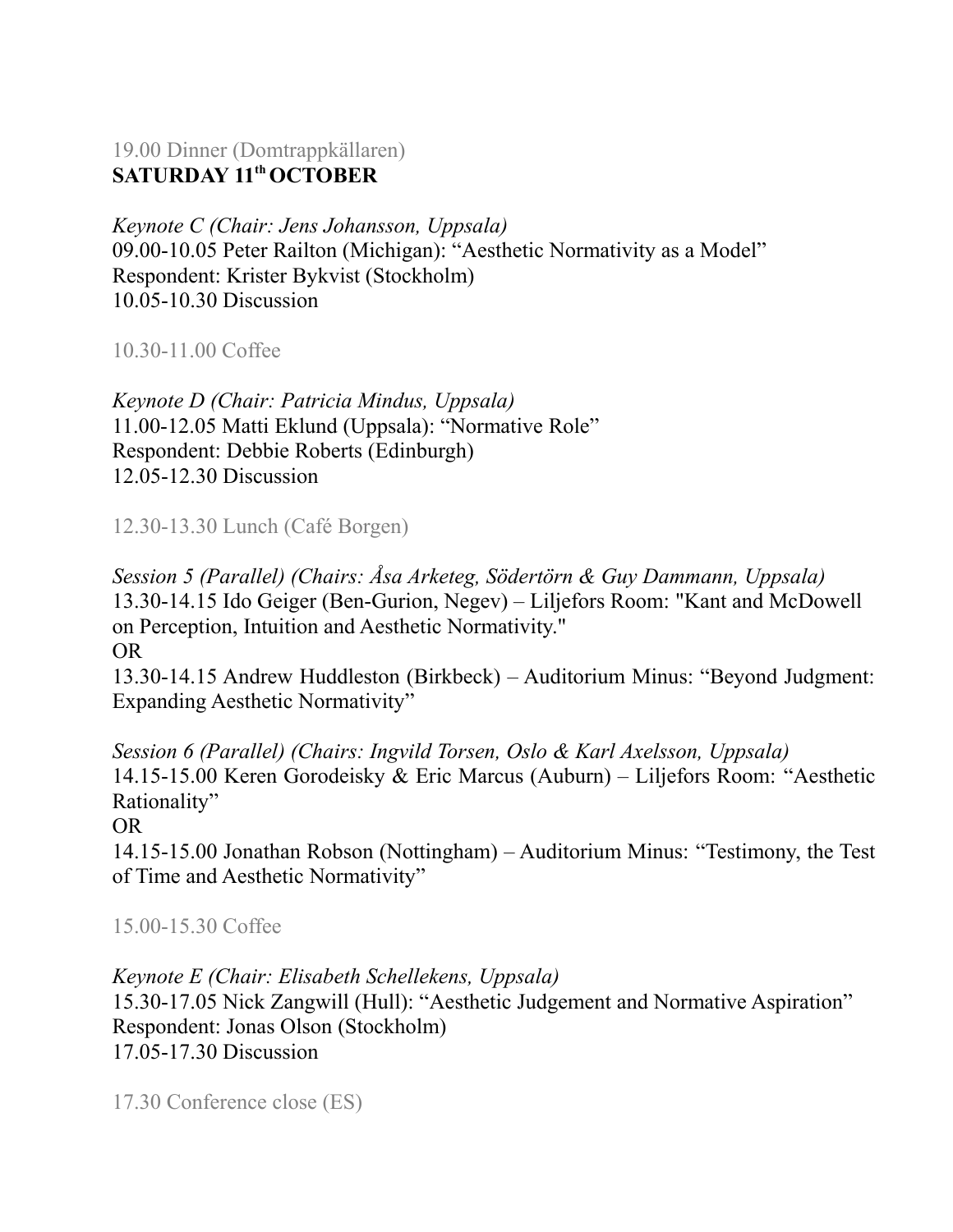19.00 Dinner (Domtrappkällaren)

**SATURDAY 11th OCTOBER**

*Keynote C (Chair: Jens Johansson, Uppsala)*
09.00-10.05 Peter Railton (Michigan): “Aesthetic Normativity as a Model”
Respondent: Krister Bykvist (Stockholm)
10.05-10.30 Discussion

10.30-11.00 Coffee

*Keynote D (Chair: Patricia Mindus, Uppsala)*
11.00-12.05 Matti Eklund (Uppsala): “Normative Role”
Respondent: Debbie Roberts (Edinburgh)
12.05-12.30 Discussion

12.30-13.30 Lunch (Café Borgen)

*Session 5 (Parallel) (Chairs: Åsa Arketeg, Södertörn & Guy Dammann, Uppsala)*
13.30-14.15 Ido Geiger (Ben-Gurion, Negev) – Liljefors Room: "Kant and McDowell on Perception, Intuition and Aesthetic Normativity."
OR
13.30-14.15 Andrew Huddleston (Birkbeck) – Auditorium Minus: “Beyond Judgment: Expanding Aesthetic Normativity”

*Session 6 (Parallel) (Chairs: Ingvild Torsen, Oslo & Karl Axelsson, Uppsala)*
14.15-15.00 Keren Gorodeisky & Eric Marcus (Auburn) – Liljefors Room: “Aesthetic Rationality”
OR
14.15-15.00 Jonathan Robson (Nottingham) – Auditorium Minus: “Testimony, the Test of Time and Aesthetic Normativity”

15.00-15.30 Coffee

*Keynote E (Chair: Elisabeth Schellekens, Uppsala)*
15.30-17.05 Nick Zangwill (Hull): “Aesthetic Judgement and Normative Aspiration”
Respondent: Jonas Olson (Stockholm)
17.05-17.30 Discussion

17.30 Conference close (ES)